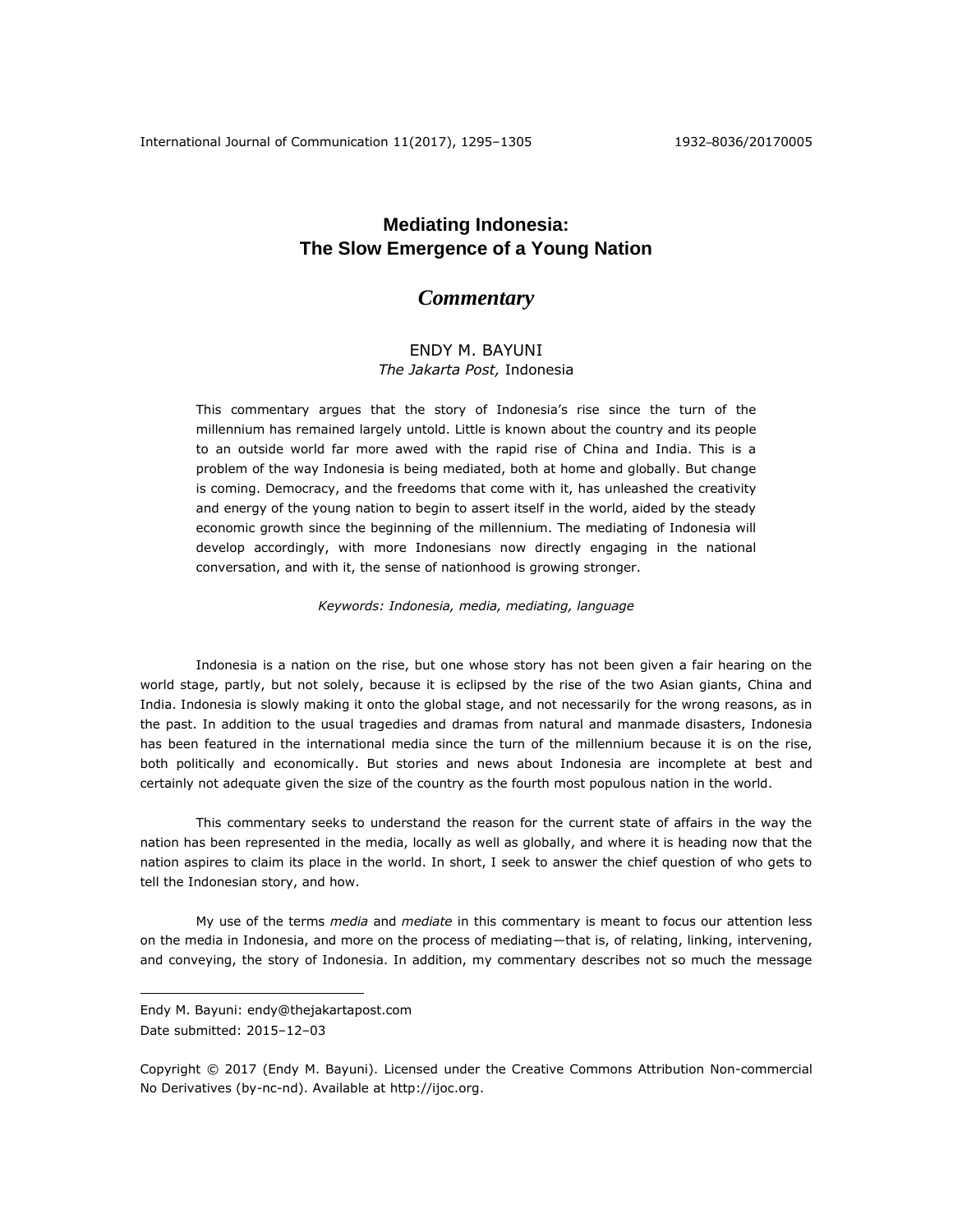# Mediating Indonesia: The Slow Emergence of a Young Nation

## *Commentary*

ENDY M. BAYUNI
*The Jakarta Post,* Indonesia

This commentary argues that the story of Indonesia's rise since the turn of the millennium has remained largely untold. Little is known about the country and its people to an outside world far more awed with the rapid rise of China and India. This is a problem of the way Indonesia is being mediated, both at home and globally. But change is coming. Democracy, and the freedoms that come with it, has unleashed the creativity and energy of the young nation to begin to assert itself in the world, aided by the steady economic growth since the beginning of the millennium. The mediating of Indonesia will develop accordingly, with more Indonesians now directly engaging in the national conversation, and with it, the sense of nationhood is growing stronger.

*Keywords: Indonesia, media, mediating, language*

Indonesia is a nation on the rise, but one whose story has not been given a fair hearing on the world stage, partly, but not solely, because it is eclipsed by the rise of the two Asian giants, China and India. Indonesia is slowly making it onto the global stage, and not necessarily for the wrong reasons, as in the past. In addition to the usual tragedies and dramas from natural and manmade disasters, Indonesia has been featured in the international media since the turn of the millennium because it is on the rise, both politically and economically. But stories and news about Indonesia are incomplete at best and certainly not adequate given the size of the country as the fourth most populous nation in the world.

This commentary seeks to understand the reason for the current state of affairs in the way the nation has been represented in the media, locally as well as globally, and where it is heading now that the nation aspires to claim its place in the world. In short, I seek to answer the chief question of who gets to tell the Indonesian story, and how.

My use of the terms *media* and *mediate* in this commentary is meant to focus our attention less on the media in Indonesia, and more on the process of mediating—that is, of relating, linking, intervening, and conveying, the story of Indonesia. In addition, my commentary describes not so much the message

---

Endy M. Bayuni: endy@thejakartapost.com
Date submitted: 2015–12–03

Copyright © 2017 (Endy M. Bayuni). Licensed under the Creative Commons Attribution Non-commercial No Derivatives (by-nc-nd). Available at http://ijoc.org.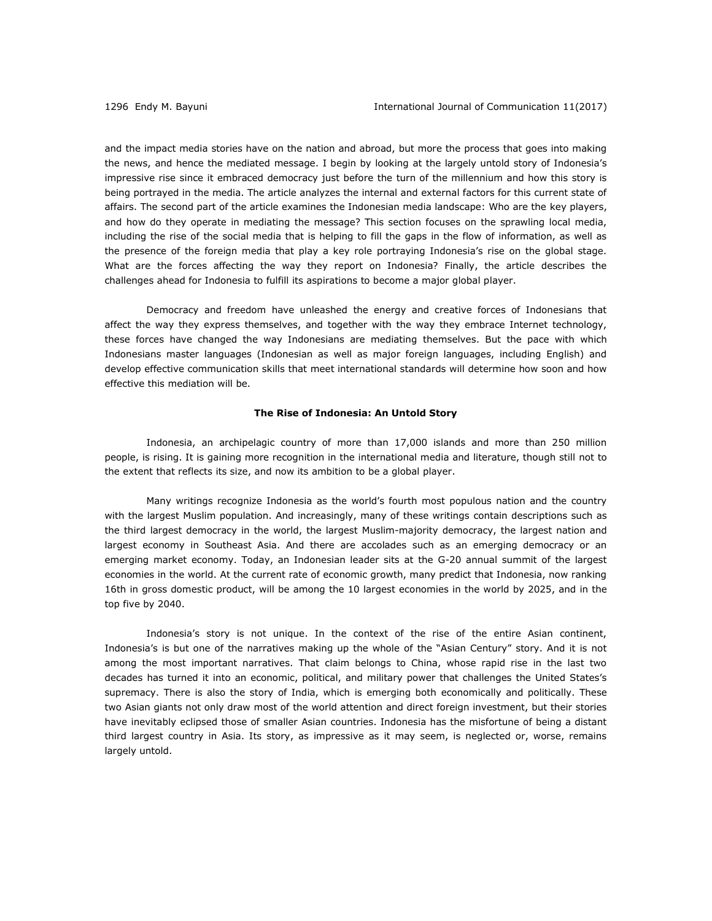and the impact media stories have on the nation and abroad, but more the process that goes into making the news, and hence the mediated message. I begin by looking at the largely untold story of Indonesia's impressive rise since it embraced democracy just before the turn of the millennium and how this story is being portrayed in the media. The article analyzes the internal and external factors for this current state of affairs. The second part of the article examines the Indonesian media landscape: Who are the key players, and how do they operate in mediating the message? This section focuses on the sprawling local media, including the rise of the social media that is helping to fill the gaps in the flow of information, as well as the presence of the foreign media that play a key role portraying Indonesia's rise on the global stage. What are the forces affecting the way they report on Indonesia? Finally, the article describes the challenges ahead for Indonesia to fulfill its aspirations to become a major global player.

Democracy and freedom have unleashed the energy and creative forces of Indonesians that affect the way they express themselves, and together with the way they embrace Internet technology, these forces have changed the way Indonesians are mediating themselves. But the pace with which Indonesians master languages (Indonesian as well as major foreign languages, including English) and develop effective communication skills that meet international standards will determine how soon and how effective this mediation will be.

## The Rise of Indonesia: An Untold Story

Indonesia, an archipelagic country of more than 17,000 islands and more than 250 million people, is rising. It is gaining more recognition in the international media and literature, though still not to the extent that reflects its size, and now its ambition to be a global player.

Many writings recognize Indonesia as the world's fourth most populous nation and the country with the largest Muslim population. And increasingly, many of these writings contain descriptions such as the third largest democracy in the world, the largest Muslim-majority democracy, the largest nation and largest economy in Southeast Asia. And there are accolades such as an emerging democracy or an emerging market economy. Today, an Indonesian leader sits at the G-20 annual summit of the largest economies in the world. At the current rate of economic growth, many predict that Indonesia, now ranking 16th in gross domestic product, will be among the 10 largest economies in the world by 2025, and in the top five by 2040.

Indonesia's story is not unique. In the context of the rise of the entire Asian continent, Indonesia's is but one of the narratives making up the whole of the "Asian Century" story. And it is not among the most important narratives. That claim belongs to China, whose rapid rise in the last two decades has turned it into an economic, political, and military power that challenges the United States's supremacy. There is also the story of India, which is emerging both economically and politically. These two Asian giants not only draw most of the world attention and direct foreign investment, but their stories have inevitably eclipsed those of smaller Asian countries. Indonesia has the misfortune of being a distant third largest country in Asia. Its story, as impressive as it may seem, is neglected or, worse, remains largely untold.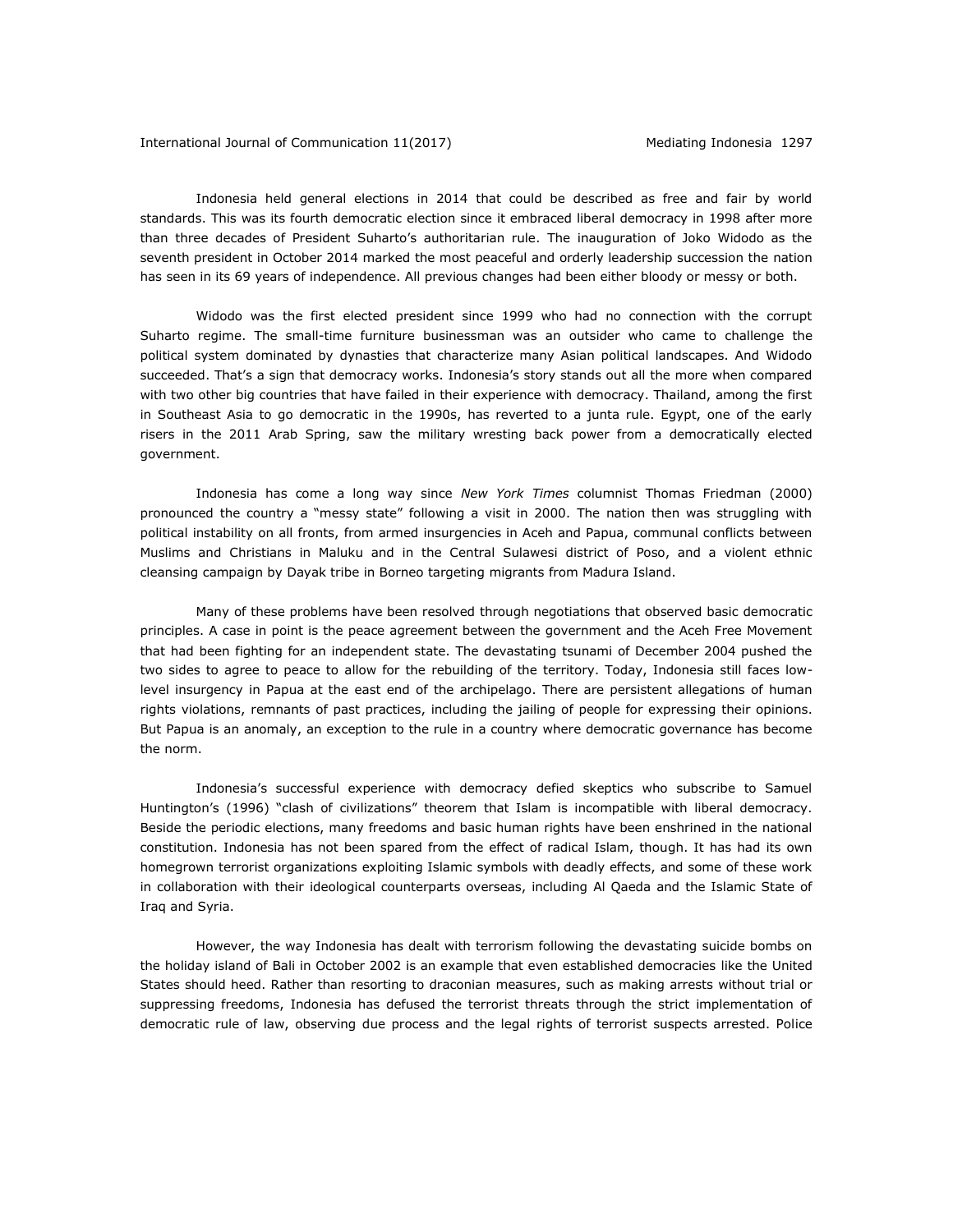Indonesia held general elections in 2014 that could be described as free and fair by world standards. This was its fourth democratic election since it embraced liberal democracy in 1998 after more than three decades of President Suharto's authoritarian rule. The inauguration of Joko Widodo as the seventh president in October 2014 marked the most peaceful and orderly leadership succession the nation has seen in its 69 years of independence. All previous changes had been either bloody or messy or both.

Widodo was the first elected president since 1999 who had no connection with the corrupt Suharto regime. The small-time furniture businessman was an outsider who came to challenge the political system dominated by dynasties that characterize many Asian political landscapes. And Widodo succeeded. That's a sign that democracy works. Indonesia's story stands out all the more when compared with two other big countries that have failed in their experience with democracy. Thailand, among the first in Southeast Asia to go democratic in the 1990s, has reverted to a junta rule. Egypt, one of the early risers in the 2011 Arab Spring, saw the military wresting back power from a democratically elected government.

Indonesia has come a long way since *New York Times* columnist Thomas Friedman (2000) pronounced the country a "messy state" following a visit in 2000. The nation then was struggling with political instability on all fronts, from armed insurgencies in Aceh and Papua, communal conflicts between Muslims and Christians in Maluku and in the Central Sulawesi district of Poso, and a violent ethnic cleansing campaign by Dayak tribe in Borneo targeting migrants from Madura Island.

Many of these problems have been resolved through negotiations that observed basic democratic principles. A case in point is the peace agreement between the government and the Aceh Free Movement that had been fighting for an independent state. The devastating tsunami of December 2004 pushed the two sides to agree to peace to allow for the rebuilding of the territory. Today, Indonesia still faces low-level insurgency in Papua at the east end of the archipelago. There are persistent allegations of human rights violations, remnants of past practices, including the jailing of people for expressing their opinions. But Papua is an anomaly, an exception to the rule in a country where democratic governance has become the norm.

Indonesia's successful experience with democracy defied skeptics who subscribe to Samuel Huntington's (1996) "clash of civilizations" theorem that Islam is incompatible with liberal democracy. Beside the periodic elections, many freedoms and basic human rights have been enshrined in the national constitution. Indonesia has not been spared from the effect of radical Islam, though. It has had its own homegrown terrorist organizations exploiting Islamic symbols with deadly effects, and some of these work in collaboration with their ideological counterparts overseas, including Al Qaeda and the Islamic State of Iraq and Syria.

However, the way Indonesia has dealt with terrorism following the devastating suicide bombs on the holiday island of Bali in October 2002 is an example that even established democracies like the United States should heed. Rather than resorting to draconian measures, such as making arrests without trial or suppressing freedoms, Indonesia has defused the terrorist threats through the strict implementation of democratic rule of law, observing due process and the legal rights of terrorist suspects arrested. Police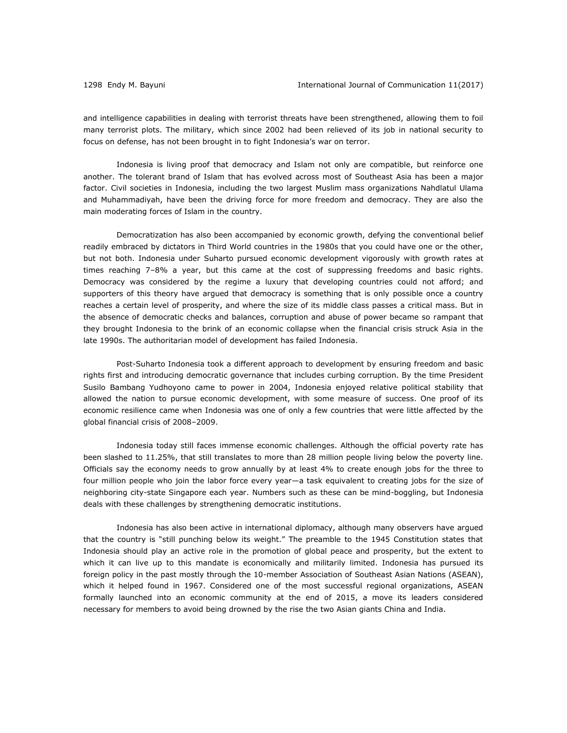and intelligence capabilities in dealing with terrorist threats have been strengthened, allowing them to foil many terrorist plots. The military, which since 2002 had been relieved of its job in national security to focus on defense, has not been brought in to fight Indonesia's war on terror.

Indonesia is living proof that democracy and Islam not only are compatible, but reinforce one another. The tolerant brand of Islam that has evolved across most of Southeast Asia has been a major factor. Civil societies in Indonesia, including the two largest Muslim mass organizations Nahdlatul Ulama and Muhammadiyah, have been the driving force for more freedom and democracy. They are also the main moderating forces of Islam in the country.

Democratization has also been accompanied by economic growth, defying the conventional belief readily embraced by dictators in Third World countries in the 1980s that you could have one or the other, but not both. Indonesia under Suharto pursued economic development vigorously with growth rates at times reaching 7–8% a year, but this came at the cost of suppressing freedoms and basic rights. Democracy was considered by the regime a luxury that developing countries could not afford; and supporters of this theory have argued that democracy is something that is only possible once a country reaches a certain level of prosperity, and where the size of its middle class passes a critical mass. But in the absence of democratic checks and balances, corruption and abuse of power became so rampant that they brought Indonesia to the brink of an economic collapse when the financial crisis struck Asia in the late 1990s. The authoritarian model of development has failed Indonesia.

Post-Suharto Indonesia took a different approach to development by ensuring freedom and basic rights first and introducing democratic governance that includes curbing corruption. By the time President Susilo Bambang Yudhoyono came to power in 2004, Indonesia enjoyed relative political stability that allowed the nation to pursue economic development, with some measure of success. One proof of its economic resilience came when Indonesia was one of only a few countries that were little affected by the global financial crisis of 2008–2009.

Indonesia today still faces immense economic challenges. Although the official poverty rate has been slashed to 11.25%, that still translates to more than 28 million people living below the poverty line. Officials say the economy needs to grow annually by at least 4% to create enough jobs for the three to four million people who join the labor force every year—a task equivalent to creating jobs for the size of neighboring city-state Singapore each year. Numbers such as these can be mind-boggling, but Indonesia deals with these challenges by strengthening democratic institutions.

Indonesia has also been active in international diplomacy, although many observers have argued that the country is "still punching below its weight." The preamble to the 1945 Constitution states that Indonesia should play an active role in the promotion of global peace and prosperity, but the extent to which it can live up to this mandate is economically and militarily limited. Indonesia has pursued its foreign policy in the past mostly through the 10-member Association of Southeast Asian Nations (ASEAN), which it helped found in 1967. Considered one of the most successful regional organizations, ASEAN formally launched into an economic community at the end of 2015, a move its leaders considered necessary for members to avoid being drowned by the rise the two Asian giants China and India.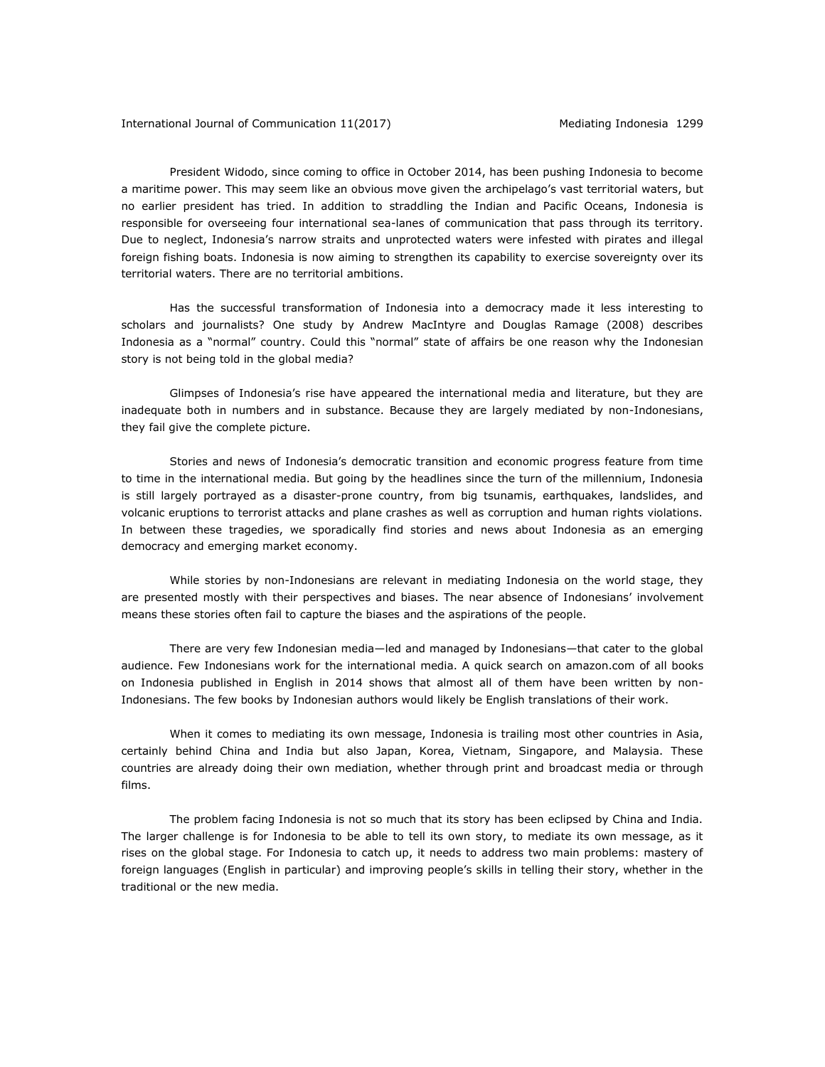President Widodo, since coming to office in October 2014, has been pushing Indonesia to become a maritime power. This may seem like an obvious move given the archipelago's vast territorial waters, but no earlier president has tried. In addition to straddling the Indian and Pacific Oceans, Indonesia is responsible for overseeing four international sea-lanes of communication that pass through its territory. Due to neglect, Indonesia's narrow straits and unprotected waters were infested with pirates and illegal foreign fishing boats. Indonesia is now aiming to strengthen its capability to exercise sovereignty over its territorial waters. There are no territorial ambitions.

Has the successful transformation of Indonesia into a democracy made it less interesting to scholars and journalists? One study by Andrew MacIntyre and Douglas Ramage (2008) describes Indonesia as a "normal" country. Could this "normal" state of affairs be one reason why the Indonesian story is not being told in the global media?

Glimpses of Indonesia's rise have appeared the international media and literature, but they are inadequate both in numbers and in substance. Because they are largely mediated by non-Indonesians, they fail give the complete picture.

Stories and news of Indonesia's democratic transition and economic progress feature from time to time in the international media. But going by the headlines since the turn of the millennium, Indonesia is still largely portrayed as a disaster-prone country, from big tsunamis, earthquakes, landslides, and volcanic eruptions to terrorist attacks and plane crashes as well as corruption and human rights violations. In between these tragedies, we sporadically find stories and news about Indonesia as an emerging democracy and emerging market economy.

While stories by non-Indonesians are relevant in mediating Indonesia on the world stage, they are presented mostly with their perspectives and biases. The near absence of Indonesians' involvement means these stories often fail to capture the biases and the aspirations of the people.

There are very few Indonesian media—led and managed by Indonesians—that cater to the global audience. Few Indonesians work for the international media. A quick search on amazon.com of all books on Indonesia published in English in 2014 shows that almost all of them have been written by non-Indonesians. The few books by Indonesian authors would likely be English translations of their work.

When it comes to mediating its own message, Indonesia is trailing most other countries in Asia, certainly behind China and India but also Japan, Korea, Vietnam, Singapore, and Malaysia. These countries are already doing their own mediation, whether through print and broadcast media or through films.

The problem facing Indonesia is not so much that its story has been eclipsed by China and India. The larger challenge is for Indonesia to be able to tell its own story, to mediate its own message, as it rises on the global stage. For Indonesia to catch up, it needs to address two main problems: mastery of foreign languages (English in particular) and improving people's skills in telling their story, whether in the traditional or the new media.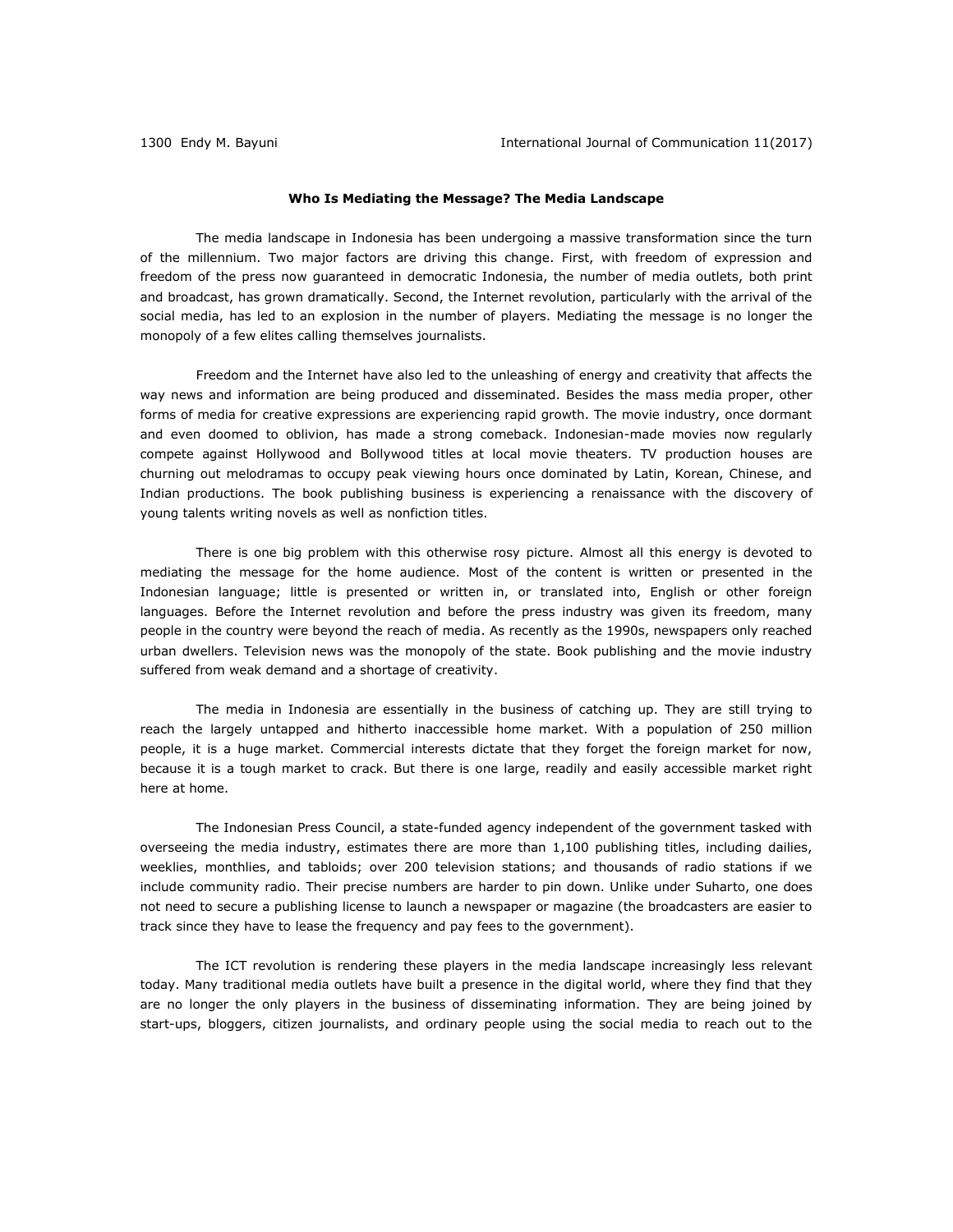### Who Is Mediating the Message? The Media Landscape

The media landscape in Indonesia has been undergoing a massive transformation since the turn of the millennium. Two major factors are driving this change. First, with freedom of expression and freedom of the press now guaranteed in democratic Indonesia, the number of media outlets, both print and broadcast, has grown dramatically. Second, the Internet revolution, particularly with the arrival of the social media, has led to an explosion in the number of players. Mediating the message is no longer the monopoly of a few elites calling themselves journalists.

Freedom and the Internet have also led to the unleashing of energy and creativity that affects the way news and information are being produced and disseminated. Besides the mass media proper, other forms of media for creative expressions are experiencing rapid growth. The movie industry, once dormant and even doomed to oblivion, has made a strong comeback. Indonesian-made movies now regularly compete against Hollywood and Bollywood titles at local movie theaters. TV production houses are churning out melodramas to occupy peak viewing hours once dominated by Latin, Korean, Chinese, and Indian productions. The book publishing business is experiencing a renaissance with the discovery of young talents writing novels as well as nonfiction titles.

There is one big problem with this otherwise rosy picture. Almost all this energy is devoted to mediating the message for the home audience. Most of the content is written or presented in the Indonesian language; little is presented or written in, or translated into, English or other foreign languages. Before the Internet revolution and before the press industry was given its freedom, many people in the country were beyond the reach of media. As recently as the 1990s, newspapers only reached urban dwellers. Television news was the monopoly of the state. Book publishing and the movie industry suffered from weak demand and a shortage of creativity.

The media in Indonesia are essentially in the business of catching up. They are still trying to reach the largely untapped and hitherto inaccessible home market. With a population of 250 million people, it is a huge market. Commercial interests dictate that they forget the foreign market for now, because it is a tough market to crack. But there is one large, readily and easily accessible market right here at home.

The Indonesian Press Council, a state-funded agency independent of the government tasked with overseeing the media industry, estimates there are more than 1,100 publishing titles, including dailies, weeklies, monthlies, and tabloids; over 200 television stations; and thousands of radio stations if we include community radio. Their precise numbers are harder to pin down. Unlike under Suharto, one does not need to secure a publishing license to launch a newspaper or magazine (the broadcasters are easier to track since they have to lease the frequency and pay fees to the government).

The ICT revolution is rendering these players in the media landscape increasingly less relevant today. Many traditional media outlets have built a presence in the digital world, where they find that they are no longer the only players in the business of disseminating information. They are being joined by start-ups, bloggers, citizen journalists, and ordinary people using the social media to reach out to the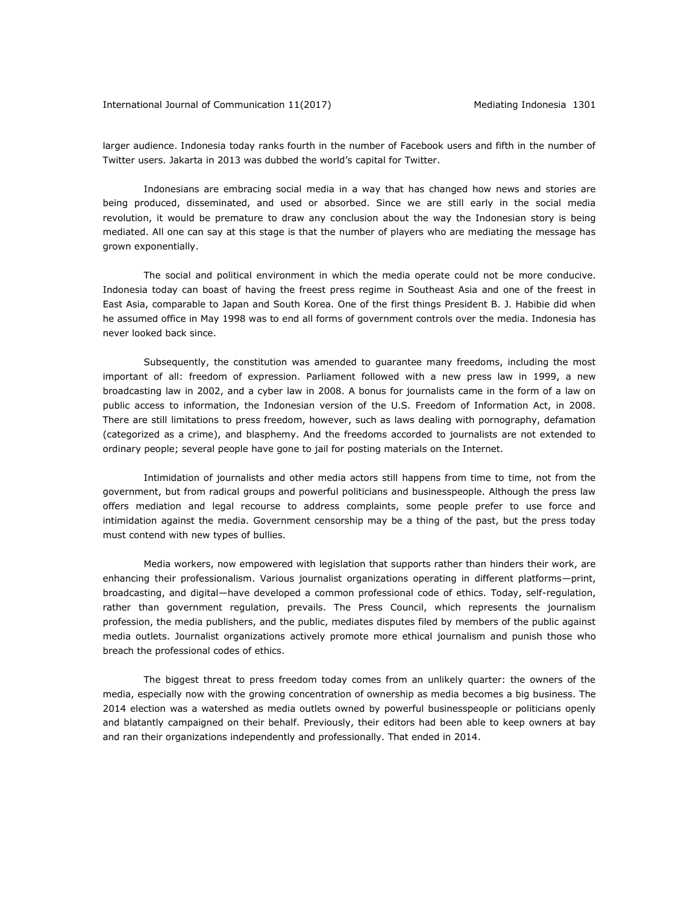larger audience. Indonesia today ranks fourth in the number of Facebook users and fifth in the number of Twitter users. Jakarta in 2013 was dubbed the world's capital for Twitter.

Indonesians are embracing social media in a way that has changed how news and stories are being produced, disseminated, and used or absorbed. Since we are still early in the social media revolution, it would be premature to draw any conclusion about the way the Indonesian story is being mediated. All one can say at this stage is that the number of players who are mediating the message has grown exponentially.

The social and political environment in which the media operate could not be more conducive. Indonesia today can boast of having the freest press regime in Southeast Asia and one of the freest in East Asia, comparable to Japan and South Korea. One of the first things President B. J. Habibie did when he assumed office in May 1998 was to end all forms of government controls over the media. Indonesia has never looked back since.

Subsequently, the constitution was amended to guarantee many freedoms, including the most important of all: freedom of expression. Parliament followed with a new press law in 1999, a new broadcasting law in 2002, and a cyber law in 2008. A bonus for journalists came in the form of a law on public access to information, the Indonesian version of the U.S. Freedom of Information Act, in 2008. There are still limitations to press freedom, however, such as laws dealing with pornography, defamation (categorized as a crime), and blasphemy. And the freedoms accorded to journalists are not extended to ordinary people; several people have gone to jail for posting materials on the Internet.

Intimidation of journalists and other media actors still happens from time to time, not from the government, but from radical groups and powerful politicians and businesspeople. Although the press law offers mediation and legal recourse to address complaints, some people prefer to use force and intimidation against the media. Government censorship may be a thing of the past, but the press today must contend with new types of bullies.

Media workers, now empowered with legislation that supports rather than hinders their work, are enhancing their professionalism. Various journalist organizations operating in different platforms—print, broadcasting, and digital—have developed a common professional code of ethics. Today, self-regulation, rather than government regulation, prevails. The Press Council, which represents the journalism profession, the media publishers, and the public, mediates disputes filed by members of the public against media outlets. Journalist organizations actively promote more ethical journalism and punish those who breach the professional codes of ethics.

The biggest threat to press freedom today comes from an unlikely quarter: the owners of the media, especially now with the growing concentration of ownership as media becomes a big business. The 2014 election was a watershed as media outlets owned by powerful businesspeople or politicians openly and blatantly campaigned on their behalf. Previously, their editors had been able to keep owners at bay and ran their organizations independently and professionally. That ended in 2014.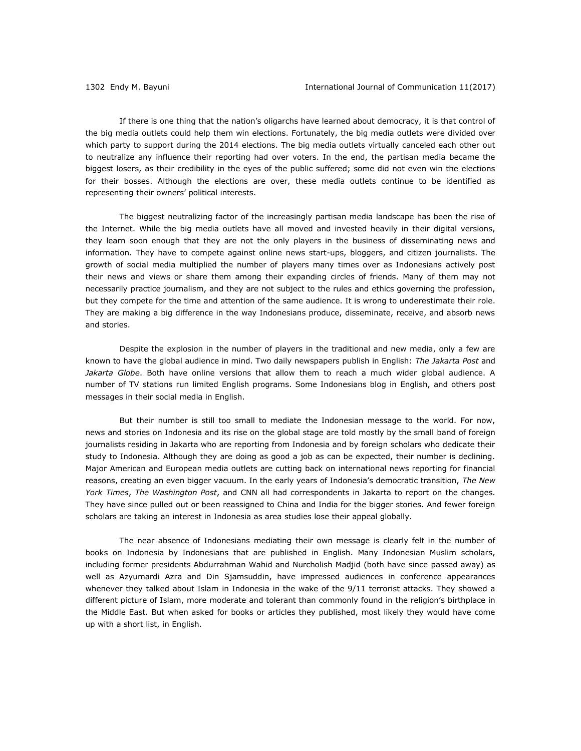If there is one thing that the nation's oligarchs have learned about democracy, it is that control of the big media outlets could help them win elections. Fortunately, the big media outlets were divided over which party to support during the 2014 elections. The big media outlets virtually canceled each other out to neutralize any influence their reporting had over voters. In the end, the partisan media became the biggest losers, as their credibility in the eyes of the public suffered; some did not even win the elections for their bosses. Although the elections are over, these media outlets continue to be identified as representing their owners' political interests.

The biggest neutralizing factor of the increasingly partisan media landscape has been the rise of the Internet. While the big media outlets have all moved and invested heavily in their digital versions, they learn soon enough that they are not the only players in the business of disseminating news and information. They have to compete against online news start-ups, bloggers, and citizen journalists. The growth of social media multiplied the number of players many times over as Indonesians actively post their news and views or share them among their expanding circles of friends. Many of them may not necessarily practice journalism, and they are not subject to the rules and ethics governing the profession, but they compete for the time and attention of the same audience. It is wrong to underestimate their role. They are making a big difference in the way Indonesians produce, disseminate, receive, and absorb news and stories.

Despite the explosion in the number of players in the traditional and new media, only a few are known to have the global audience in mind. Two daily newspapers publish in English: *The Jakarta Post* and *Jakarta Globe*. Both have online versions that allow them to reach a much wider global audience. A number of TV stations run limited English programs. Some Indonesians blog in English, and others post messages in their social media in English.

But their number is still too small to mediate the Indonesian message to the world. For now, news and stories on Indonesia and its rise on the global stage are told mostly by the small band of foreign journalists residing in Jakarta who are reporting from Indonesia and by foreign scholars who dedicate their study to Indonesia. Although they are doing as good a job as can be expected, their number is declining. Major American and European media outlets are cutting back on international news reporting for financial reasons, creating an even bigger vacuum. In the early years of Indonesia's democratic transition, *The New York Times*, *The Washington Post*, and CNN all had correspondents in Jakarta to report on the changes. They have since pulled out or been reassigned to China and India for the bigger stories. And fewer foreign scholars are taking an interest in Indonesia as area studies lose their appeal globally.

The near absence of Indonesians mediating their own message is clearly felt in the number of books on Indonesia by Indonesians that are published in English. Many Indonesian Muslim scholars, including former presidents Abdurrahman Wahid and Nurcholish Madjid (both have since passed away) as well as Azyumardi Azra and Din Sjamsuddin, have impressed audiences in conference appearances whenever they talked about Islam in Indonesia in the wake of the 9/11 terrorist attacks. They showed a different picture of Islam, more moderate and tolerant than commonly found in the religion's birthplace in the Middle East. But when asked for books or articles they published, most likely they would have come up with a short list, in English.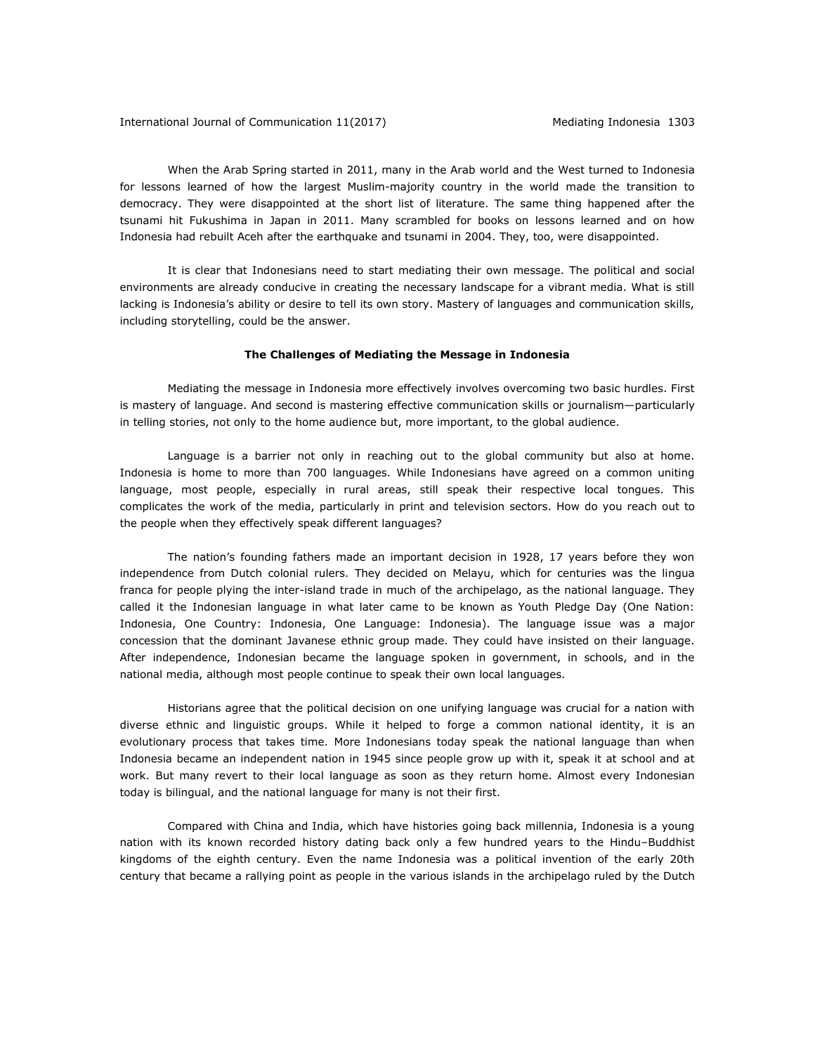When the Arab Spring started in 2011, many in the Arab world and the West turned to Indonesia for lessons learned of how the largest Muslim-majority country in the world made the transition to democracy. They were disappointed at the short list of literature. The same thing happened after the tsunami hit Fukushima in Japan in 2011. Many scrambled for books on lessons learned and on how Indonesia had rebuilt Aceh after the earthquake and tsunami in 2004. They, too, were disappointed.

It is clear that Indonesians need to start mediating their own message. The political and social environments are already conducive in creating the necessary landscape for a vibrant media. What is still lacking is Indonesia's ability or desire to tell its own story. Mastery of languages and communication skills, including storytelling, could be the answer.

### The Challenges of Mediating the Message in Indonesia

Mediating the message in Indonesia more effectively involves overcoming two basic hurdles. First is mastery of language. And second is mastering effective communication skills or journalism—particularly in telling stories, not only to the home audience but, more important, to the global audience.

Language is a barrier not only in reaching out to the global community but also at home. Indonesia is home to more than 700 languages. While Indonesians have agreed on a common uniting language, most people, especially in rural areas, still speak their respective local tongues. This complicates the work of the media, particularly in print and television sectors. How do you reach out to the people when they effectively speak different languages?

The nation's founding fathers made an important decision in 1928, 17 years before they won independence from Dutch colonial rulers. They decided on Melayu, which for centuries was the lingua franca for people plying the inter-island trade in much of the archipelago, as the national language. They called it the Indonesian language in what later came to be known as Youth Pledge Day (One Nation: Indonesia, One Country: Indonesia, One Language: Indonesia). The language issue was a major concession that the dominant Javanese ethnic group made. They could have insisted on their language. After independence, Indonesian became the language spoken in government, in schools, and in the national media, although most people continue to speak their own local languages.

Historians agree that the political decision on one unifying language was crucial for a nation with diverse ethnic and linguistic groups. While it helped to forge a common national identity, it is an evolutionary process that takes time. More Indonesians today speak the national language than when Indonesia became an independent nation in 1945 since people grow up with it, speak it at school and at work. But many revert to their local language as soon as they return home. Almost every Indonesian today is bilingual, and the national language for many is not their first.

Compared with China and India, which have histories going back millennia, Indonesia is a young nation with its known recorded history dating back only a few hundred years to the Hindu–Buddhist kingdoms of the eighth century. Even the name Indonesia was a political invention of the early 20th century that became a rallying point as people in the various islands in the archipelago ruled by the Dutch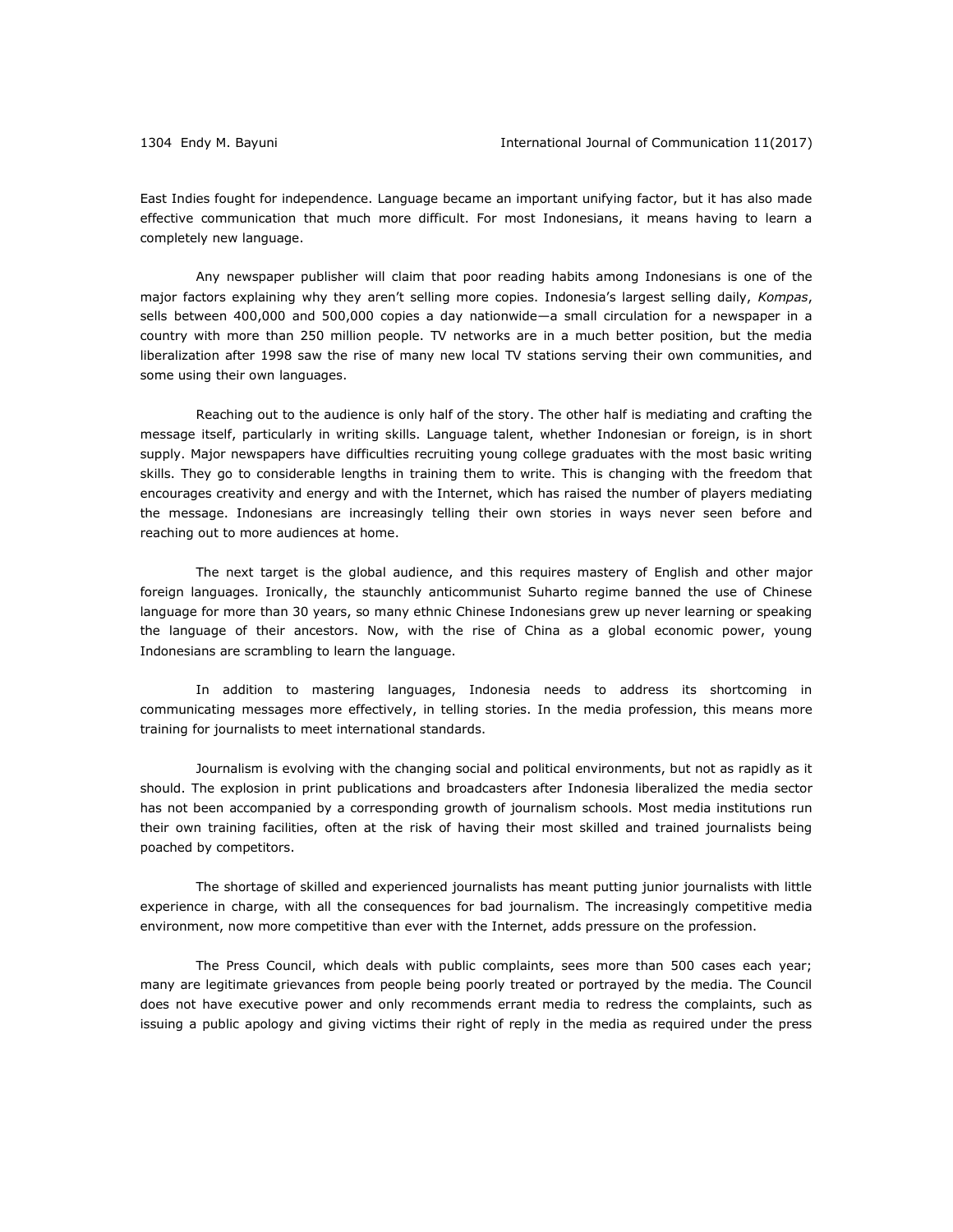East Indies fought for independence. Language became an important unifying factor, but it has also made effective communication that much more difficult. For most Indonesians, it means having to learn a completely new language.

Any newspaper publisher will claim that poor reading habits among Indonesians is one of the major factors explaining why they aren't selling more copies. Indonesia's largest selling daily, *Kompas*, sells between 400,000 and 500,000 copies a day nationwide—a small circulation for a newspaper in a country with more than 250 million people. TV networks are in a much better position, but the media liberalization after 1998 saw the rise of many new local TV stations serving their own communities, and some using their own languages.

Reaching out to the audience is only half of the story. The other half is mediating and crafting the message itself, particularly in writing skills. Language talent, whether Indonesian or foreign, is in short supply. Major newspapers have difficulties recruiting young college graduates with the most basic writing skills. They go to considerable lengths in training them to write. This is changing with the freedom that encourages creativity and energy and with the Internet, which has raised the number of players mediating the message. Indonesians are increasingly telling their own stories in ways never seen before and reaching out to more audiences at home.

The next target is the global audience, and this requires mastery of English and other major foreign languages. Ironically, the staunchly anticommunist Suharto regime banned the use of Chinese language for more than 30 years, so many ethnic Chinese Indonesians grew up never learning or speaking the language of their ancestors. Now, with the rise of China as a global economic power, young Indonesians are scrambling to learn the language.

In addition to mastering languages, Indonesia needs to address its shortcoming in communicating messages more effectively, in telling stories. In the media profession, this means more training for journalists to meet international standards.

Journalism is evolving with the changing social and political environments, but not as rapidly as it should. The explosion in print publications and broadcasters after Indonesia liberalized the media sector has not been accompanied by a corresponding growth of journalism schools. Most media institutions run their own training facilities, often at the risk of having their most skilled and trained journalists being poached by competitors.

The shortage of skilled and experienced journalists has meant putting junior journalists with little experience in charge, with all the consequences for bad journalism. The increasingly competitive media environment, now more competitive than ever with the Internet, adds pressure on the profession.

The Press Council, which deals with public complaints, sees more than 500 cases each year; many are legitimate grievances from people being poorly treated or portrayed by the media. The Council does not have executive power and only recommends errant media to redress the complaints, such as issuing a public apology and giving victims their right of reply in the media as required under the press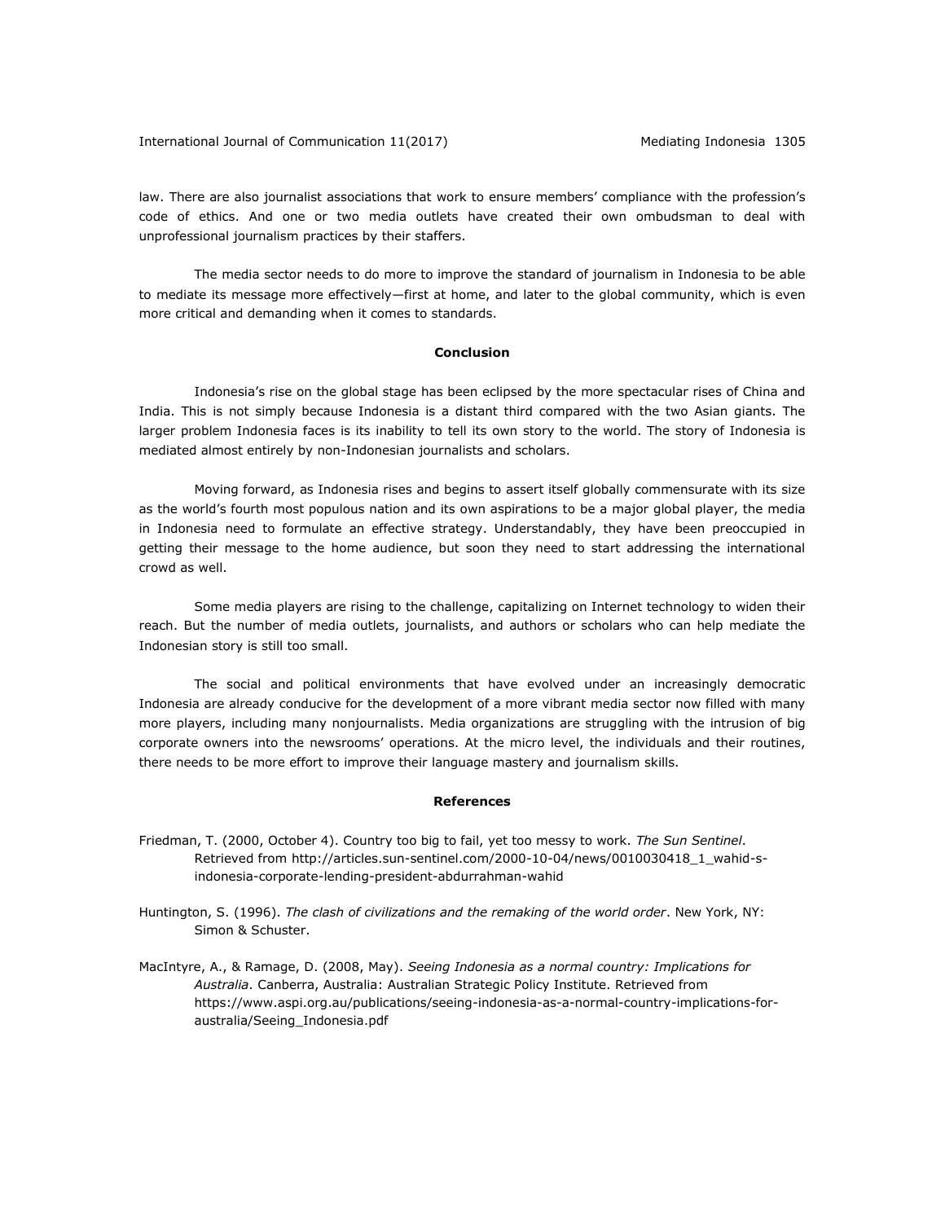law. There are also journalist associations that work to ensure members' compliance with the profession's code of ethics. And one or two media outlets have created their own ombudsman to deal with unprofessional journalism practices by their staffers.

The media sector needs to do more to improve the standard of journalism in Indonesia to be able to mediate its message more effectively—first at home, and later to the global community, which is even more critical and demanding when it comes to standards.

## Conclusion

Indonesia's rise on the global stage has been eclipsed by the more spectacular rises of China and India. This is not simply because Indonesia is a distant third compared with the two Asian giants. The larger problem Indonesia faces is its inability to tell its own story to the world. The story of Indonesia is mediated almost entirely by non-Indonesian journalists and scholars.

Moving forward, as Indonesia rises and begins to assert itself globally commensurate with its size as the world's fourth most populous nation and its own aspirations to be a major global player, the media in Indonesia need to formulate an effective strategy. Understandably, they have been preoccupied in getting their message to the home audience, but soon they need to start addressing the international crowd as well.

Some media players are rising to the challenge, capitalizing on Internet technology to widen their reach. But the number of media outlets, journalists, and authors or scholars who can help mediate the Indonesian story is still too small.

The social and political environments that have evolved under an increasingly democratic Indonesia are already conducive for the development of a more vibrant media sector now filled with many more players, including many nonjournalists. Media organizations are struggling with the intrusion of big corporate owners into the newsrooms' operations. At the micro level, the individuals and their routines, there needs to be more effort to improve their language mastery and journalism skills.

## References

Friedman, T. (2000, October 4). Country too big to fail, yet too messy to work. *The Sun Sentinel*. Retrieved from http://articles.sun-sentinel.com/2000-10-04/news/0010030418_1_wahid-s-indonesia-corporate-lending-president-abdurrahman-wahid

Huntington, S. (1996). *The clash of civilizations and the remaking of the world order*. New York, NY: Simon & Schuster.

MacIntyre, A., & Ramage, D. (2008, May). *Seeing Indonesia as a normal country: Implications for Australia*. Canberra, Australia: Australian Strategic Policy Institute. Retrieved from https://www.aspi.org.au/publications/seeing-indonesia-as-a-normal-country-implications-for-australia/Seeing_Indonesia.pdf